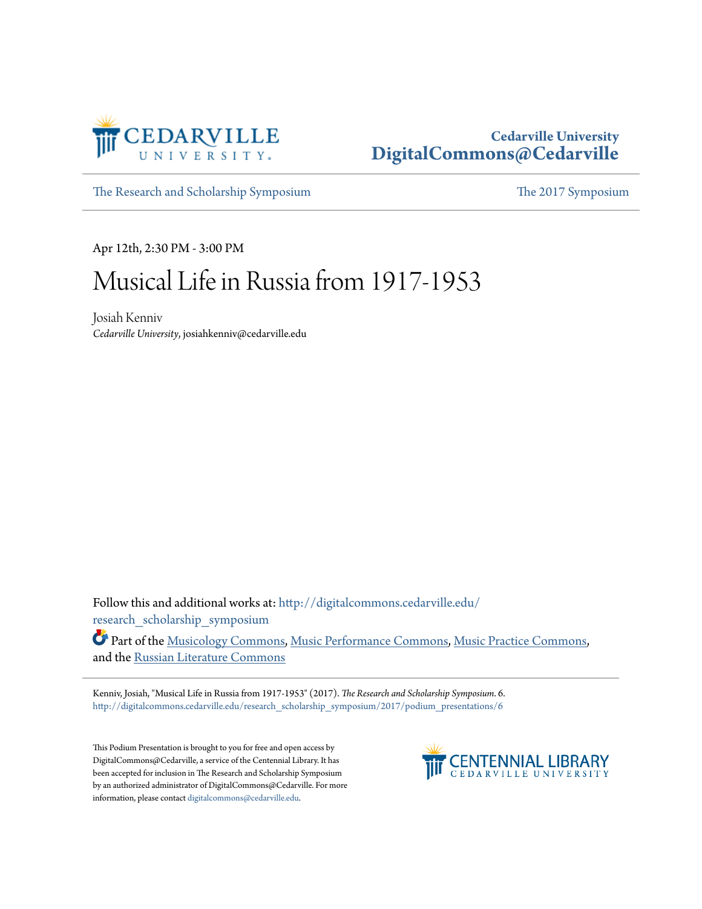Cedarville University
DigitalCommons@Cedarville

The Research and Scholarship Symposium | The 2017 Symposium

Apr 12th, 2:30 PM - 3:00 PM

# Musical Life in Russia from 1917-1953

Josiah Kenniv
*Cedarville University*, josiahkenniv@cedarville.edu

Follow this and additional works at: http://digitalcommons.cedarville.edu/research_scholarship_symposium

Part of the Musicology Commons, Music Performance Commons, Music Practice Commons, and the Russian Literature Commons

Kenniv, Josiah, "Musical Life in Russia from 1917-1953" (2017). *The Research and Scholarship Symposium*. 6.
http://digitalcommons.cedarville.edu/research_scholarship_symposium/2017/podium_presentations/6

This Podium Presentation is brought to you for free and open access by DigitalCommons@Cedarville, a service of the Centennial Library. It has been accepted for inclusion in The Research and Scholarship Symposium by an authorized administrator of DigitalCommons@Cedarville. For more information, please contact digitalcommons@cedarville.edu.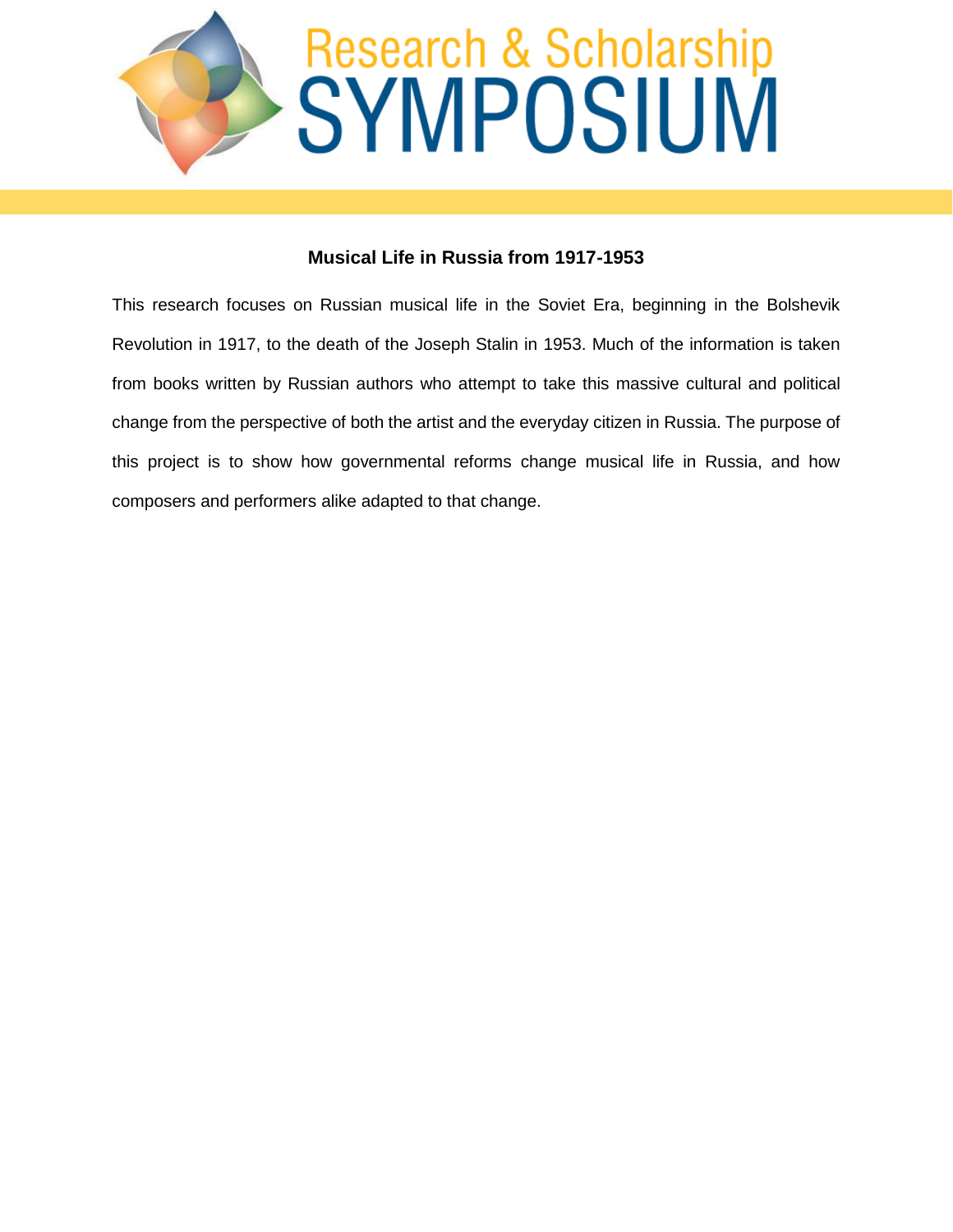# Research & Scholarship SYMPOSIUM

## Musical Life in Russia from 1917-1953

This research focuses on Russian musical life in the Soviet Era, beginning in the Bolshevik Revolution in 1917, to the death of the Joseph Stalin in 1953. Much of the information is taken from books written by Russian authors who attempt to take this massive cultural and political change from the perspective of both the artist and the everyday citizen in Russia. The purpose of this project is to show how governmental reforms change musical life in Russia, and how composers and performers alike adapted to that change.